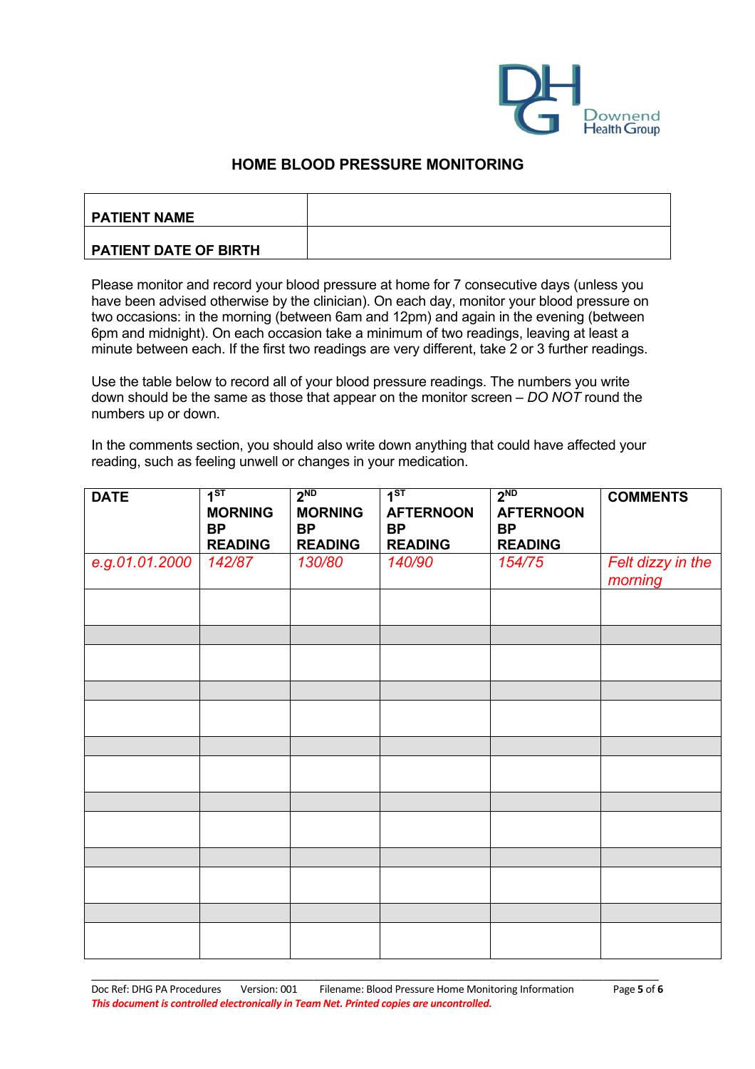# HOME BLOOD PRESSURE MONITORING

| PATIENT NAME | |
|---|---|
| PATIENT DATE OF BIRTH | |

Please monitor and record your blood pressure at home for 7 consecutive days (unless you have been advised otherwise by the clinician). On each day, monitor your blood pressure on two occasions: in the morning (between 6am and 12pm) and again in the evening (between 6pm and midnight). On each occasion take a minimum of two readings, leaving at least a minute between each. If the first two readings are very different, take 2 or 3 further readings.

Use the table below to record all of your blood pressure readings. The numbers you write down should be the same as those that appear on the monitor screen – *DO NOT* round the numbers up or down.

In the comments section, you should also write down anything that could have affected your reading, such as feeling unwell or changes in your medication.

| DATE | 1ST MORNING BP READING | 2ND MORNING BP READING | 1ST AFTERNOON BP READING | 2ND AFTERNOON BP READING | COMMENTS |
|---|---|---|---|---|---|
| *e.g.01.01.2000* | *142/87* | *130/80* | *140/90* | *154/75* | *Felt dizzy in the morning* |
| | | | | | |
| | | | | | |
| | | | | | |
| | | | | | |
| | | | | | |
| | | | | | |
| | | | | | |
| | | | | | |
| | | | | | |
| | | | | | |
| | | | | | |
| | | | | | |
| | | | | | |

Doc Ref: DHG PA Procedures Version: 001 Filename: Blood Pressure Home Monitoring Information

***This document is controlled electronically in Team Net. Printed copies are uncontrolled.***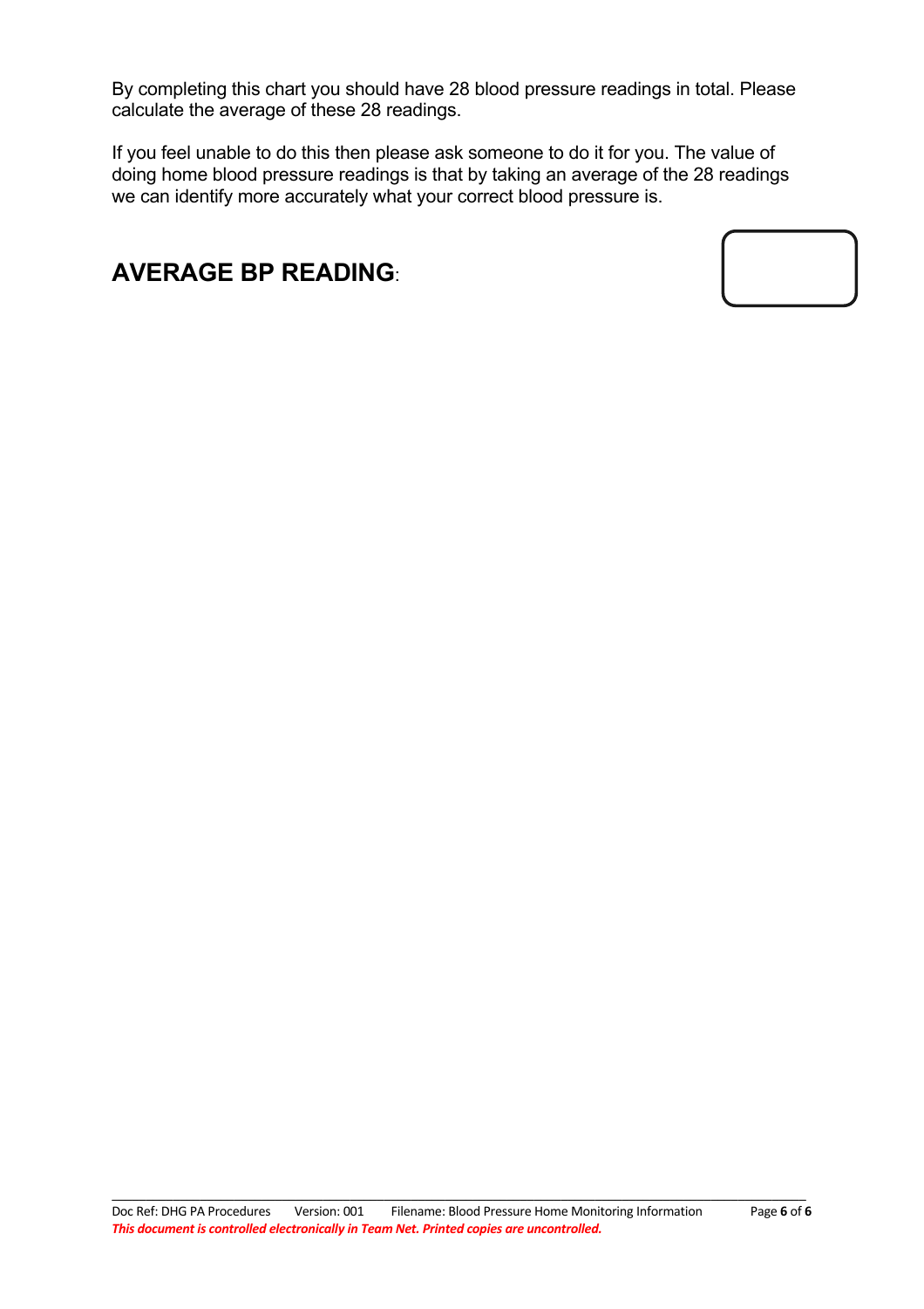By completing this chart you should have 28 blood pressure readings in total. Please calculate the average of these 28 readings.

If you feel unable to do this then please ask someone to do it for you. The value of doing home blood pressure readings is that by taking an average of the 28 readings we can identify more accurately what your correct blood pressure is.

**AVERAGE BP READING**: